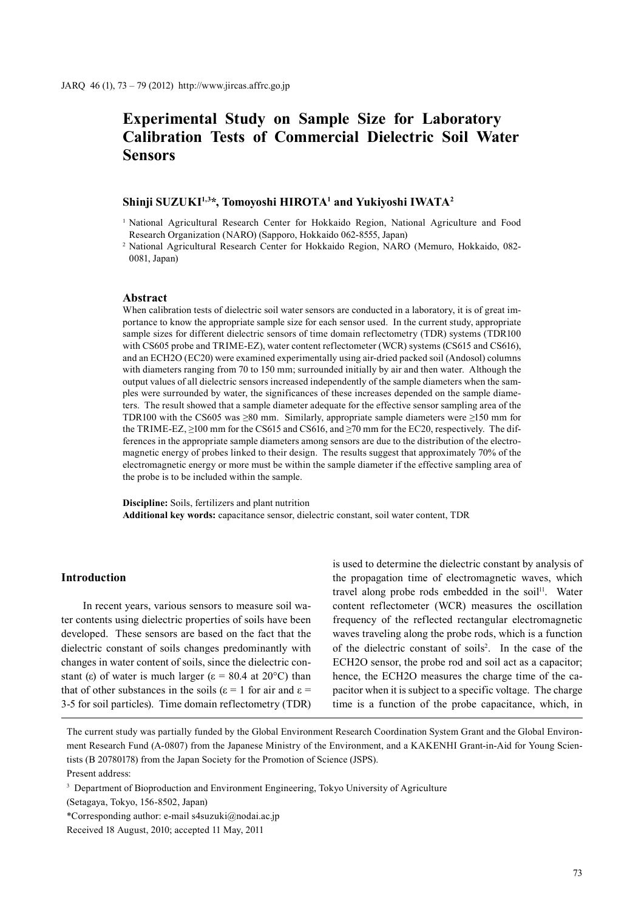# Experimental Study on Sample Size for Laboratory Calibration Tests of Commercial Dielectric Soil Water Sensors

**Shinji SUZUKI[1,3]*, Tomoyoshi HIROTA[1] and Yukiyoshi IWATA[2]**

[1] National Agricultural Research Center for Hokkaido Region, National Agriculture and Food Research Organization (NARO) (Sapporo, Hokkaido 062-8555, Japan)

[2] National Agricultural Research Center for Hokkaido Region, NARO (Memuro, Hokkaido, 082-0081, Japan)

### Abstract

When calibration tests of dielectric soil water sensors are conducted in a laboratory, it is of great importance to know the appropriate sample size for each sensor used. In the current study, appropriate sample sizes for different dielectric sensors of time domain reflectometry (TDR) systems (TDR100 with CS605 probe and TRIME-EZ), water content reflectometer (WCR) systems (CS615 and CS616), and an ECH2O (EC20) were examined experimentally using air-dried packed soil (Andosol) columns with diameters ranging from 70 to 150 mm; surrounded initially by air and then water. Although the output values of all dielectric sensors increased independently of the sample diameters when the samples were surrounded by water, the significances of these increases depended on the sample diameters. The result showed that a sample diameter adequate for the effective sensor sampling area of the TDR100 with the CS605 was ≥80 mm. Similarly, appropriate sample diameters were ≥150 mm for the TRIME-EZ, ≥100 mm for the CS615 and CS616, and ≥70 mm for the EC20, respectively. The differences in the appropriate sample diameters among sensors are due to the distribution of the electromagnetic energy of probes linked to their design. The results suggest that approximately 70% of the electromagnetic energy or more must be within the sample diameter if the effective sampling area of the probe is to be included within the sample.

**Discipline:** Soils, fertilizers and plant nutrition
**Additional key words:** capacitance sensor, dielectric constant, soil water content, TDR

## Introduction

In recent years, various sensors to measure soil water contents using dielectric properties of soils have been developed. These sensors are based on the fact that the dielectric constant of soils changes predominantly with changes in water content of soils, since the dielectric constant (ε) of water is much larger (ε = 80.4 at 20°C) than that of other substances in the soils (ε = 1 for air and ε = 3-5 for soil particles). Time domain reflectometry (TDR) is used to determine the dielectric constant by analysis of the propagation time of electromagnetic waves, which travel along probe rods embedded in the soil[11]. Water content reflectometer (WCR) measures the oscillation frequency of the reflected rectangular electromagnetic waves traveling along the probe rods, which is a function of the dielectric constant of soils[2]. In the case of the ECH2O sensor, the probe rod and soil act as a capacitor; hence, the ECH2O measures the charge time of the capacitor when it is subject to a specific voltage. The charge time is a function of the probe capacitance, which, in

---

The current study was partially funded by the Global Environment Research Coordination System Grant and the Global Environment Research Fund (A-0807) from the Japanese Ministry of the Environment, and a KAKENHI Grant-in-Aid for Young Scientists (B 20780178) from the Japan Society for the Promotion of Science (JSPS).

Present address:

[3] Department of Bioproduction and Environment Engineering, Tokyo University of Agriculture (Setagaya, Tokyo, 156-8502, Japan)

*Corresponding author: e-mail s4suzuki@nodai.ac.jp

Received 18 August, 2010; accepted 11 May, 2011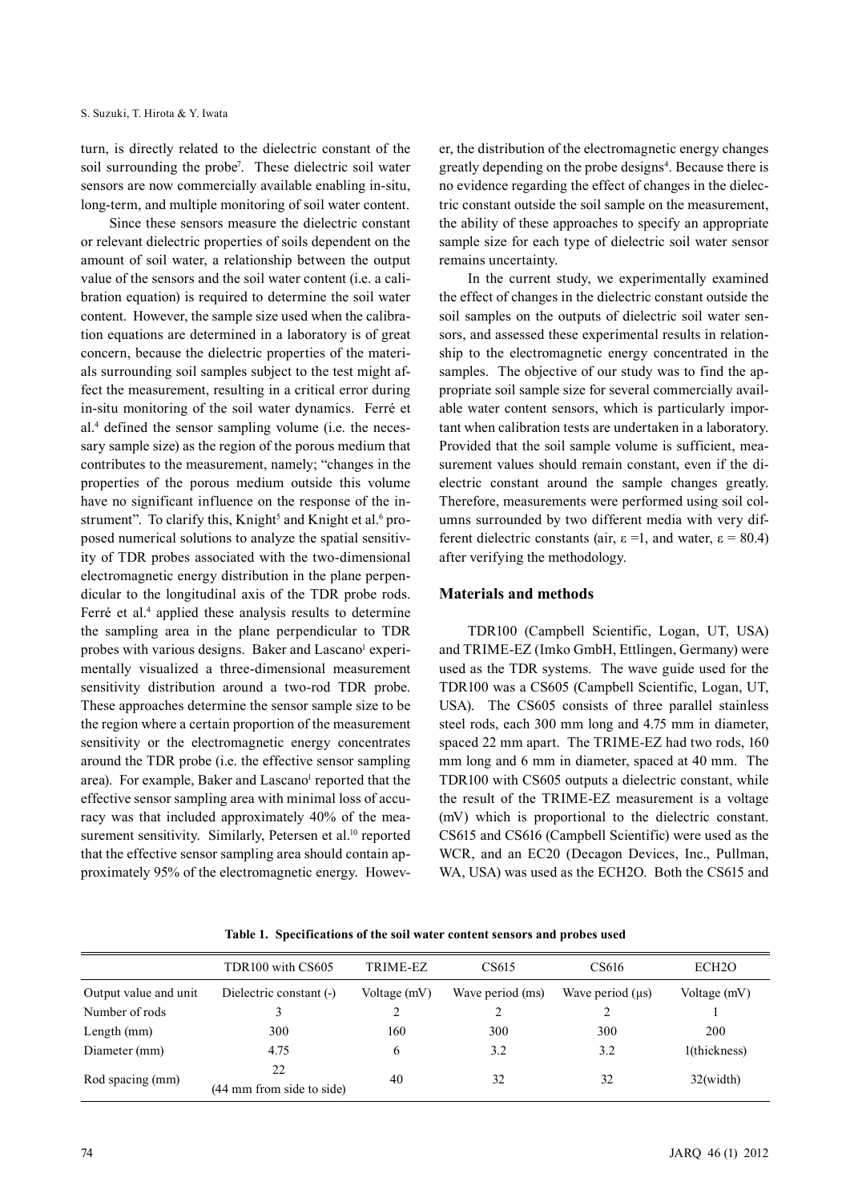turn, is directly related to the dielectric constant of the soil surrounding the probe[7]. These dielectric soil water sensors are now commercially available enabling in-situ, long-term, and multiple monitoring of soil water content.

Since these sensors measure the dielectric constant or relevant dielectric properties of soils dependent on the amount of soil water, a relationship between the output value of the sensors and the soil water content (i.e. a calibration equation) is required to determine the soil water content. However, the sample size used when the calibration equations are determined in a laboratory is of great concern, because the dielectric properties of the materials surrounding soil samples subject to the test might affect the measurement, resulting in a critical error during in-situ monitoring of the soil water dynamics. Ferré et al.[4] defined the sensor sampling volume (i.e. the necessary sample size) as the region of the porous medium that contributes to the measurement, namely; "changes in the properties of the porous medium outside this volume have no significant influence on the response of the instrument". To clarify this, Knight[5] and Knight et al.[6] proposed numerical solutions to analyze the spatial sensitivity of TDR probes associated with the two-dimensional electromagnetic energy distribution in the plane perpendicular to the longitudinal axis of the TDR probe rods. Ferré et al.[4] applied these analysis results to determine the sampling area in the plane perpendicular to TDR probes with various designs. Baker and Lascano[1] experimentally visualized a three-dimensional measurement sensitivity distribution around a two-rod TDR probe. These approaches determine the sensor sample size to be the region where a certain proportion of the measurement sensitivity or the electromagnetic energy concentrates around the TDR probe (i.e. the effective sensor sampling area). For example, Baker and Lascano[1] reported that the effective sensor sampling area with minimal loss of accuracy was that included approximately 40% of the measurement sensitivity. Similarly, Petersen et al.[10] reported that the effective sensor sampling area should contain approximately 95% of the electromagnetic energy. However, the distribution of the electromagnetic energy changes greatly depending on the probe designs[4]. Because there is no evidence regarding the effect of changes in the dielectric constant outside the soil sample on the measurement, the ability of these approaches to specify an appropriate sample size for each type of dielectric soil water sensor remains uncertainty.

In the current study, we experimentally examined the effect of changes in the dielectric constant outside the soil samples on the outputs of dielectric soil water sensors, and assessed these experimental results in relationship to the electromagnetic energy concentrated in the samples. The objective of our study was to find the appropriate soil sample size for several commercially available water content sensors, which is particularly important when calibration tests are undertaken in a laboratory. Provided that the soil sample volume is sufficient, measurement values should remain constant, even if the dielectric constant around the sample changes greatly. Therefore, measurements were performed using soil columns surrounded by two different media with very different dielectric constants (air, $\varepsilon = 1$, and water, $\varepsilon = 80.4$) after verifying the methodology.

## Materials and methods

TDR100 (Campbell Scientific, Logan, UT, USA) and TRIME-EZ (Imko GmbH, Ettlingen, Germany) were used as the TDR systems. The wave guide used for the TDR100 was a CS605 (Campbell Scientific, Logan, UT, USA). The CS605 consists of three parallel stainless steel rods, each 300 mm long and 4.75 mm in diameter, spaced 22 mm apart. The TRIME-EZ had two rods, 160 mm long and 6 mm in diameter, spaced at 40 mm. The TDR100 with CS605 outputs a dielectric constant, while the result of the TRIME-EZ measurement is a voltage (mV) which is proportional to the dielectric constant. CS615 and CS616 (Campbell Scientific) were used as the WCR, and an EC20 (Decagon Devices, Inc., Pullman, WA, USA) was used as the ECH2O. Both the CS615 and

**Table 1. Specifications of the soil water content sensors and probes used**

| | TDR100 with CS605 | TRIME-EZ | CS615 | CS616 | ECH2O |
|---|---|---|---|---|---|
| Output value and unit | Dielectric constant (-) | Voltage (mV) | Wave period (ms) | Wave period (μs) | Voltage (mV) |
| Number of rods | 3 | 2 | 2 | 2 | 1 |
| Length (mm) | 300 | 160 | 300 | 300 | 200 |
| Diameter (mm) | 4.75 | 6 | 3.2 | 3.2 | 1(thickness) |
| Rod spacing (mm) | 22 (44 mm from side to side) | 40 | 32 | 32 | 32(width) |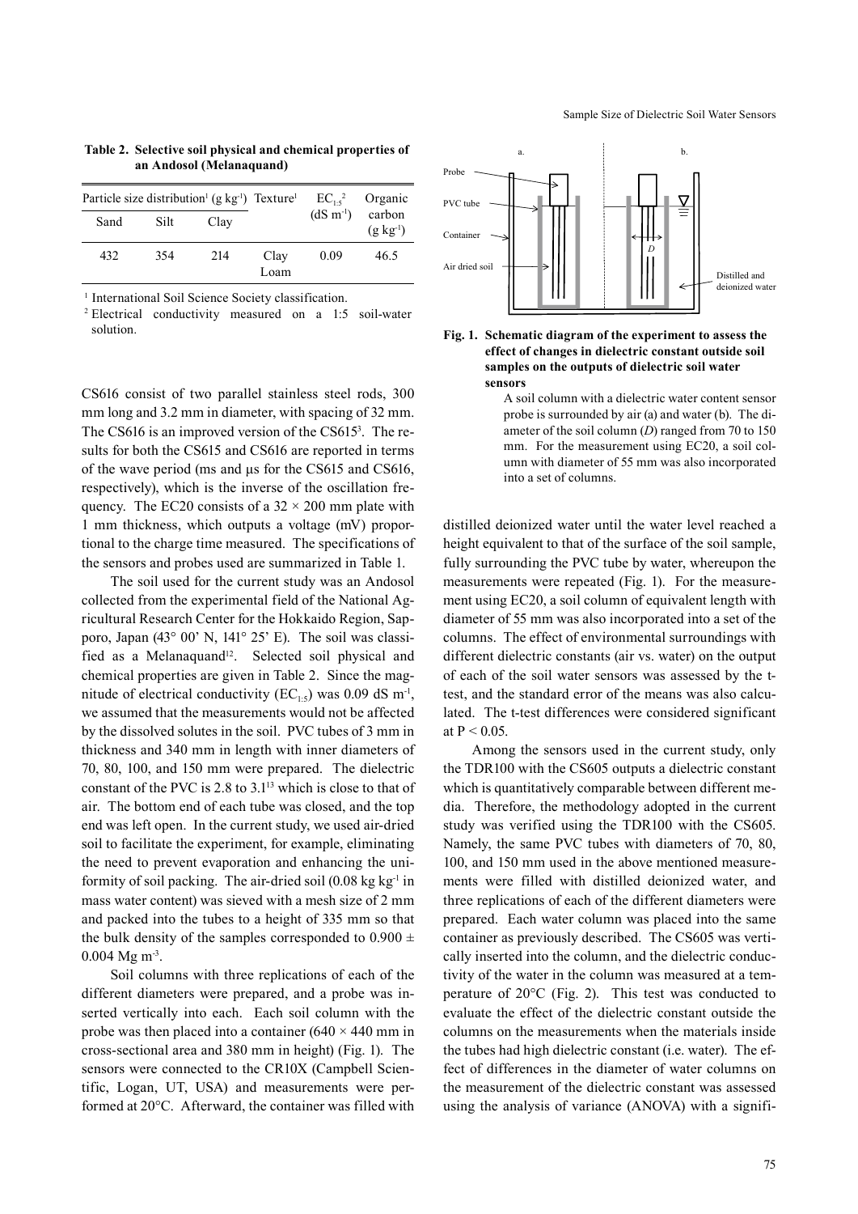**Table 2. Selective soil physical and chemical properties of an Andosol (Melanaquand)**

| Particle size distribution[1] (g kg$^{-1}$) | | | Texture[1] | $EC_{1:5}$[2] (dS m$^{-1}$) | Organic carbon (g kg$^{-1}$) |
|---|---|---|---|---|---|
| Sand | Silt | Clay | | | |
| 432 | 354 | 214 | Clay Loam | 0.09 | 46.5 |

[1] International Soil Science Society classification.

[2] Electrical conductivity measured on a 1:5 soil-water solution.

CS616 consist of two parallel stainless steel rods, 300 mm long and 3.2 mm in diameter, with spacing of 32 mm. The CS616 is an improved version of the CS615[3]. The results for both the CS615 and CS616 are reported in terms of the wave period (ms and μs for the CS615 and CS616, respectively), which is the inverse of the oscillation frequency. The EC20 consists of a 32 × 200 mm plate with 1 mm thickness, which outputs a voltage (mV) proportional to the charge time measured. The specifications of the sensors and probes used are summarized in Table 1.

The soil used for the current study was an Andosol collected from the experimental field of the National Agricultural Research Center for the Hokkaido Region, Sapporo, Japan (43° 00' N, 141° 25' E). The soil was classified as a Melanaquand[12]. Selected soil physical and chemical properties are given in Table 2. Since the magnitude of electrical conductivity ($EC_{1:5}$) was 0.09 dS m$^{-1}$, we assumed that the measurements would not be affected by the dissolved solutes in the soil. PVC tubes of 3 mm in thickness and 340 mm in length with inner diameters of 70, 80, 100, and 150 mm were prepared. The dielectric constant of the PVC is 2.8 to 3.1[13] which is close to that of air. The bottom end of each tube was closed, and the top end was left open. In the current study, we used air-dried soil to facilitate the experiment, for example, eliminating the need to prevent evaporation and enhancing the uniformity of soil packing. The air-dried soil (0.08 kg kg$^{-1}$ in mass water content) was sieved with a mesh size of 2 mm and packed into the tubes to a height of 335 mm so that the bulk density of the samples corresponded to 0.900 ± 0.004 Mg m$^{-3}$.

Soil columns with three replications of each of the different diameters were prepared, and a probe was inserted vertically into each. Each soil column with the probe was then placed into a container (640 × 440 mm in cross-sectional area and 380 mm in height) (Fig. 1). The sensors were connected to the CR10X (Campbell Scientific, Logan, UT, USA) and measurements were performed at 20°C. Afterward, the container was filled with distilled deionized water until the water level reached a height equivalent to that of the surface of the soil sample, fully surrounding the PVC tube by water, whereupon the measurements were repeated (Fig. 1). For the measurement using EC20, a soil column of equivalent length with diameter of 55 mm was also incorporated into a set of the columns. The effect of environmental surroundings with different dielectric constants (air vs. water) on the output of each of the soil water sensors was assessed by the t-test, and the standard error of the means was also calculated. The t-test differences were considered significant at $P < 0.05$.

Probe

PVC tube

Container

Air dried soil

a.

b.

*D*

Distilled and deionized water

**Fig. 1. Schematic diagram of the experiment to assess the effect of changes in dielectric constant outside soil samples on the outputs of dielectric soil water sensors**

A soil column with a dielectric water content sensor probe is surrounded by air (a) and water (b). The diameter of the soil column (*D*) ranged from 70 to 150 mm. For the measurement using EC20, a soil column with diameter of 55 mm was also incorporated into a set of columns.

Among the sensors used in the current study, only the TDR100 with the CS605 outputs a dielectric constant which is quantitatively comparable between different media. Therefore, the methodology adopted in the current study was verified using the TDR100 with the CS605. Namely, the same PVC tubes with diameters of 70, 80, 100, and 150 mm used in the above mentioned measurements were filled with distilled deionized water, and three replications of each of the different diameters were prepared. Each water column was placed into the same container as previously described. The CS605 was vertically inserted into the column, and the dielectric conductivity of the water in the column was measured at a temperature of 20°C (Fig. 2). This test was conducted to evaluate the effect of the dielectric constant outside the columns on the measurements when the materials inside the tubes had high dielectric constant (i.e. water). The effect of differences in the diameter of water columns on the measurement of the dielectric constant was assessed using the analysis of variance (ANOVA) with a signifi-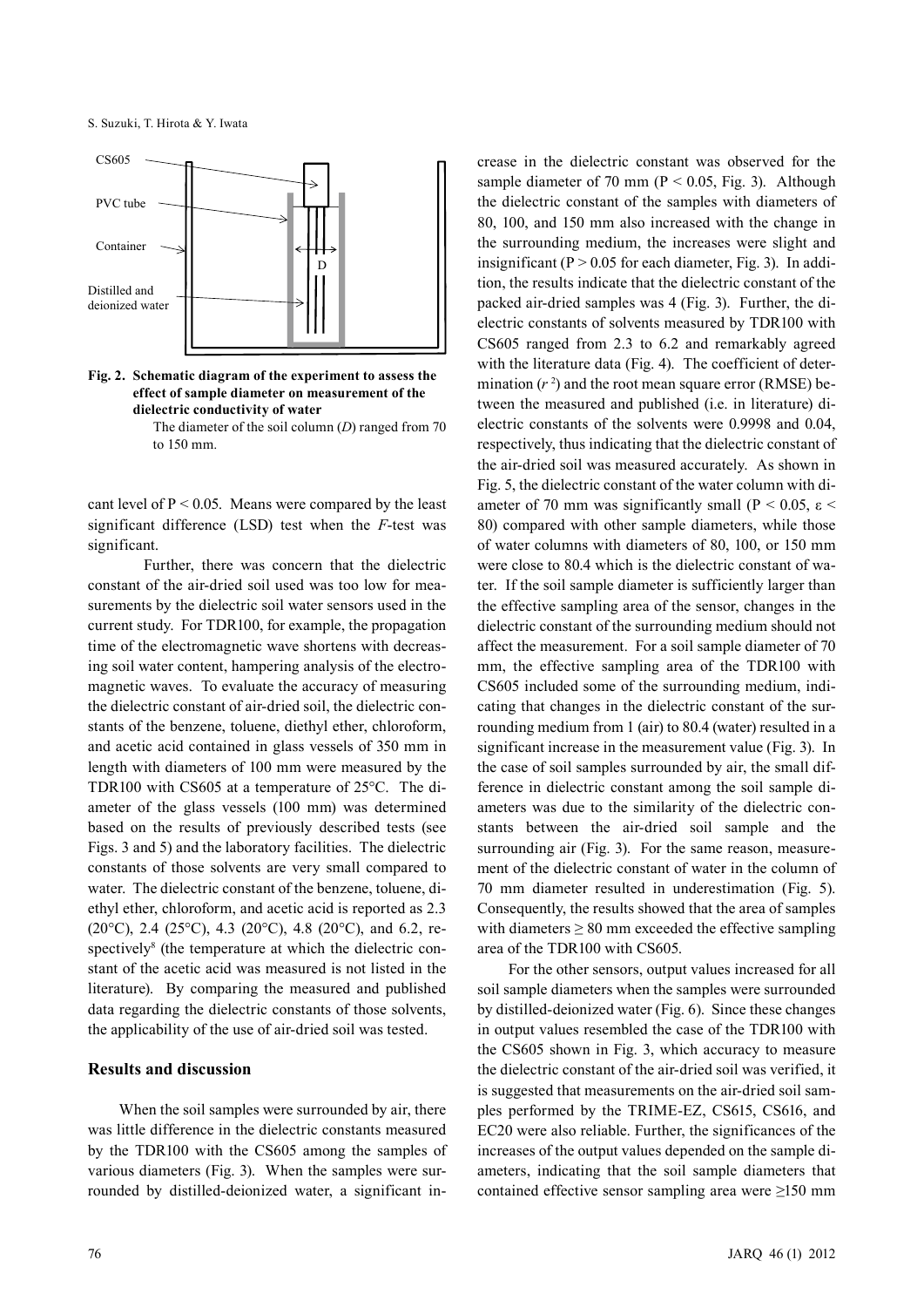CS605

PVC tube

Container

D

Distilled and deionized water

**Fig. 2. Schematic diagram of the experiment to assess the effect of sample diameter on measurement of the dielectric conductivity of water**

The diameter of the soil column ($D$) ranged from 70 to 150 mm.

cant level of $P < 0.05$. Means were compared by the least significant difference (LSD) test when the $F$-test was significant.

Further, there was concern that the dielectric constant of the air-dried soil used was too low for measurements by the dielectric soil water sensors used in the current study. For TDR100, for example, the propagation time of the electromagnetic wave shortens with decreasing soil water content, hampering analysis of the electromagnetic waves. To evaluate the accuracy of measuring the dielectric constant of air-dried soil, the dielectric constants of the benzene, toluene, diethyl ether, chloroform, and acetic acid contained in glass vessels of 350 mm in length with diameters of 100 mm were measured by the TDR100 with CS605 at a temperature of 25°C. The diameter of the glass vessels (100 mm) was determined based on the results of previously described tests (see Figs. 3 and 5) and the laboratory facilities. The dielectric constants of those solvents are very small compared to water. The dielectric constant of the benzene, toluene, diethyl ether, chloroform, and acetic acid is reported as 2.3 (20°C), 2.4 (25°C), 4.3 (20°C), 4.8 (20°C), and 6.2, respectively[8] (the temperature at which the dielectric constant of the acetic acid was measured is not listed in the literature). By comparing the measured and published data regarding the dielectric constants of those solvents, the applicability of the use of air-dried soil was tested.

## Results and discussion

When the soil samples were surrounded by air, there was little difference in the dielectric constants measured by the TDR100 with the CS605 among the samples of various diameters (Fig. 3). When the samples were surrounded by distilled-deionized water, a significant increase in the dielectric constant was observed for the sample diameter of 70 mm ($P < 0.05$, Fig. 3). Although the dielectric constant of the samples with diameters of 80, 100, and 150 mm also increased with the change in the surrounding medium, the increases were slight and insignificant ($P > 0.05$ for each diameter, Fig. 3). In addition, the results indicate that the dielectric constant of the packed air-dried samples was 4 (Fig. 3). Further, the dielectric constants of solvents measured by TDR100 with CS605 ranged from 2.3 to 6.2 and remarkably agreed with the literature data (Fig. 4). The coefficient of determination ($r^2$) and the root mean square error (RMSE) between the measured and published (i.e. in literature) dielectric constants of the solvents were 0.9998 and 0.04, respectively, thus indicating that the dielectric constant of the air-dried soil was measured accurately. As shown in Fig. 5, the dielectric constant of the water column with diameter of 70 mm was significantly small ($P < 0.05$, $\varepsilon < 80$) compared with other sample diameters, while those of water columns with diameters of 80, 100, or 150 mm were close to 80.4 which is the dielectric constant of water. If the soil sample diameter is sufficiently larger than the effective sampling area of the sensor, changes in the dielectric constant of the surrounding medium should not affect the measurement. For a soil sample diameter of 70 mm, the effective sampling area of the TDR100 with CS605 included some of the surrounding medium, indicating that changes in the dielectric constant of the surrounding medium from 1 (air) to 80.4 (water) resulted in a significant increase in the measurement value (Fig. 3). In the case of soil samples surrounded by air, the small difference in dielectric constant among the soil sample diameters was due to the similarity of the dielectric constants between the air-dried soil sample and the surrounding air (Fig. 3). For the same reason, measurement of the dielectric constant of water in the column of 70 mm diameter resulted in underestimation (Fig. 5). Consequently, the results showed that the area of samples with diameters ≥ 80 mm exceeded the effective sampling area of the TDR100 with CS605.

For the other sensors, output values increased for all soil sample diameters when the samples were surrounded by distilled-deionized water (Fig. 6). Since these changes in output values resembled the case of the TDR100 with the CS605 shown in Fig. 3, which accuracy to measure the dielectric constant of the air-dried soil was verified, it is suggested that measurements on the air-dried soil samples performed by the TRIME-EZ, CS615, CS616, and EC20 were also reliable. Further, the significances of the increases of the output values depended on the sample diameters, indicating that the soil sample diameters that contained effective sensor sampling area were ≥150 mm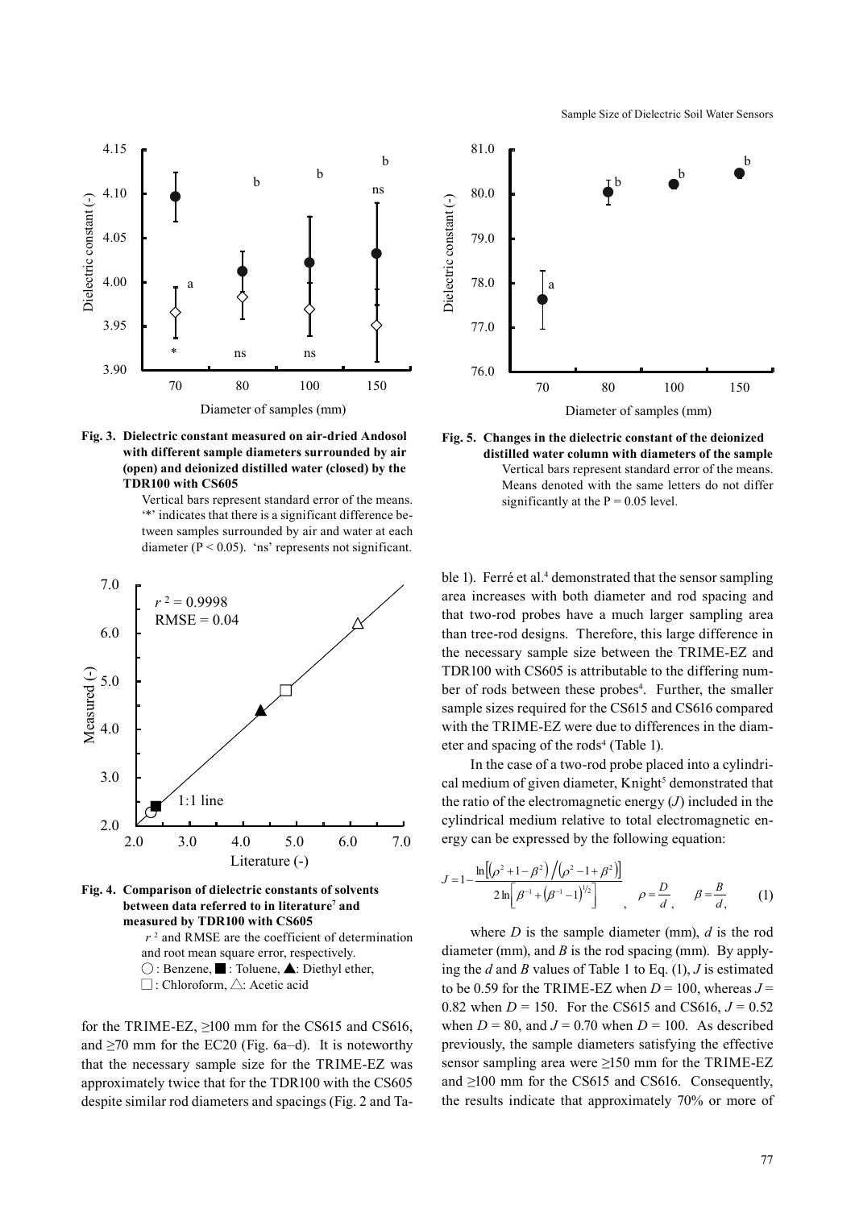**Fig. 3. Dielectric constant measured on air-dried Andosol with different sample diameters surrounded by air (open) and deionized distilled water (closed) by the TDR100 with CS605**

Vertical bars represent standard error of the means. '*' indicates that there is a significant difference between samples surrounded by air and water at each diameter ($P < 0.05$). 'ns' represents not significant.

**Fig. 4. Comparison of dielectric constants of solvents between data referred to in literature[7] and measured by TDR100 with CS605**

$r^2$ and RMSE are the coefficient of determination and root mean square error, respectively.
○ : Benzene, ■ : Toluene, ▲: Diethyl ether,
□ : Chloroform, △: Acetic acid

**Fig. 5. Changes in the dielectric constant of the deionized distilled water column with diameters of the sample**

Vertical bars represent standard error of the means. Means denoted with the same letters do not differ significantly at the $P = 0.05$ level.

for the TRIME-EZ, ≥100 mm for the CS615 and CS616, and ≥70 mm for the EC20 (Fig. 6a–d). It is noteworthy that the necessary sample size for the TRIME-EZ was approximately twice that for the TDR100 with the CS605 despite similar rod diameters and spacings (Fig. 2 and Table 1). Ferré et al.[4] demonstrated that the sensor sampling area increases with both diameter and rod spacing and that two-rod probes have a much larger sampling area than tree-rod designs. Therefore, this large difference in the necessary sample size between the TRIME-EZ and TDR100 with CS605 is attributable to the differing number of rods between these probes[4]. Further, the smaller sample sizes required for the CS615 and CS616 compared with the TRIME-EZ were due to differences in the diameter and spacing of the rods[4] (Table 1).

In the case of a two-rod probe placed into a cylindrical medium of given diameter, Knight[5] demonstrated that the ratio of the electromagnetic energy ($J$) included in the cylindrical medium relative to total electromagnetic energy can be expressed by the following equation:

$$J = 1 - \frac{\ln\left[\left(\rho^2 + 1 - \beta^2\right) / \left(\rho^2 - 1 + \beta^2\right)\right]}{2\ln\left[\beta^{-1} + \left(\beta^{-1} - 1\right)^{1/2}\right]}, \quad \rho = \frac{D}{d}, \quad \beta = \frac{B}{d}, \qquad (1)$$

where $D$ is the sample diameter (mm), $d$ is the rod diameter (mm), and $B$ is the rod spacing (mm). By applying the $d$ and $B$ values of Table 1 to Eq. (1), $J$ is estimated to be 0.59 for the TRIME-EZ when $D = 100$, whereas $J = 0.82$ when $D = 150$. For the CS615 and CS616, $J = 0.52$ when $D = 80$, and $J = 0.70$ when $D = 100$. As described previously, the sample diameters satisfying the effective sensor sampling area were ≥150 mm for the TRIME-EZ and ≥100 mm for the CS615 and CS616. Consequently, the results indicate that approximately 70% or more of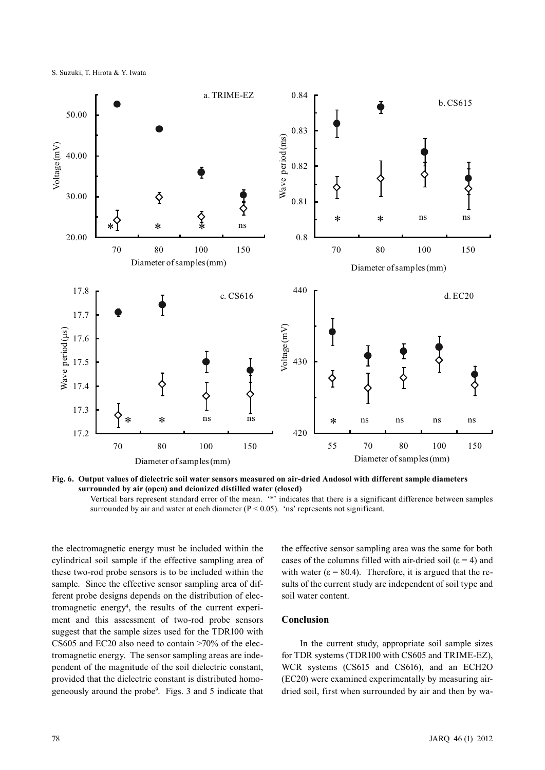**Fig. 6. Output values of dielectric soil water sensors measured on air-dried Andosol with different sample diameters surrounded by air (open) and deionized distilled water (closed)**

Vertical bars represent standard error of the mean. '*' indicates that there is a significant difference between samples surrounded by air and water at each diameter ($P < 0.05$). 'ns' represents not significant.

the electromagnetic energy must be included within the cylindrical soil sample if the effective sampling area of these two-rod probe sensors is to be included within the sample. Since the effective sensor sampling area of different probe designs depends on the distribution of electromagnetic energy[4], the results of the current experiment and this assessment of two-rod probe sensors suggest that the sample sizes used for the TDR100 with CS605 and EC20 also need to contain >70% of the electromagnetic energy. The sensor sampling areas are independent of the magnitude of the soil dielectric constant, provided that the dielectric constant is distributed homogeneously around the probe[9]. Figs. 3 and 5 indicate that the effective sensor sampling area was the same for both cases of the columns filled with air-dried soil ($\varepsilon = 4$) and with water ($\varepsilon = 80.4$). Therefore, it is argued that the results of the current study are independent of soil type and soil water content.

## Conclusion

In the current study, appropriate soil sample sizes for TDR systems (TDR100 with CS605 and TRIME-EZ), WCR systems (CS615 and CS616), and an ECH2O (EC20) were examined experimentally by measuring air-dried soil, first when surrounded by air and then by wa-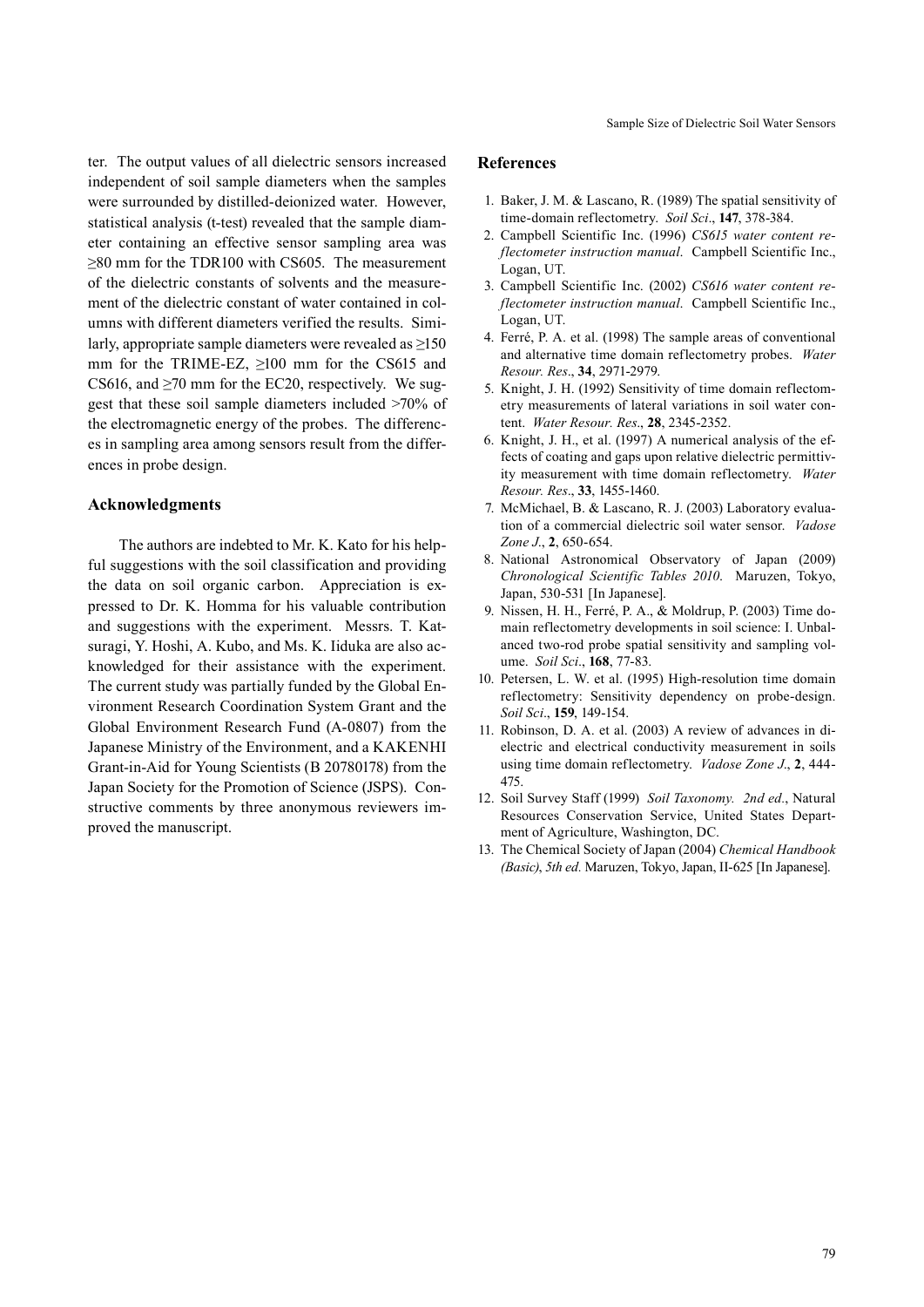ter. The output values of all dielectric sensors increased independent of soil sample diameters when the samples were surrounded by distilled-deionized water. However, statistical analysis (t-test) revealed that the sample diameter containing an effective sensor sampling area was ≥80 mm for the TDR100 with CS605. The measurement of the dielectric constants of solvents and the measurement of the dielectric constant of water contained in columns with different diameters verified the results. Similarly, appropriate sample diameters were revealed as ≥150 mm for the TRIME-EZ, ≥100 mm for the CS615 and CS616, and ≥70 mm for the EC20, respectively. We suggest that these soil sample diameters included >70% of the electromagnetic energy of the probes. The differences in sampling area among sensors result from the differences in probe design.

## Acknowledgments

The authors are indebted to Mr. K. Kato for his helpful suggestions with the soil classification and providing the data on soil organic carbon. Appreciation is expressed to Dr. K. Homma for his valuable contribution and suggestions with the experiment. Messrs. T. Katsuragi, Y. Hoshi, A. Kubo, and Ms. K. Iiduka are also acknowledged for their assistance with the experiment. The current study was partially funded by the Global Environment Research Coordination System Grant and the Global Environment Research Fund (A-0807) from the Japanese Ministry of the Environment, and a KAKENHI Grant-in-Aid for Young Scientists (B 20780178) from the Japan Society for the Promotion of Science (JSPS). Constructive comments by three anonymous reviewers improved the manuscript.

## References

1. Baker, J. M. & Lascano, R. (1989) The spatial sensitivity of time-domain reflectometry. *Soil Sci*., **147**, 378-384.
2. Campbell Scientific Inc. (1996) *CS615 water content reflectometer instruction manual*. Campbell Scientific Inc., Logan, UT.
3. Campbell Scientific Inc. (2002) *CS616 water content reflectometer instruction manual*. Campbell Scientific Inc., Logan, UT.
4. Ferré, P. A. et al. (1998) The sample areas of conventional and alternative time domain reflectometry probes. *Water Resour. Res*., **34**, 2971-2979.
5. Knight, J. H. (1992) Sensitivity of time domain reflectometry measurements of lateral variations in soil water content. *Water Resour. Res*., **28**, 2345-2352.
6. Knight, J. H., et al. (1997) A numerical analysis of the effects of coating and gaps upon relative dielectric permittivity measurement with time domain reflectometry. *Water Resour. Res*., **33**, 1455-1460.
7. McMichael, B. & Lascano, R. J. (2003) Laboratory evaluation of a commercial dielectric soil water sensor. *Vadose Zone J*., **2**, 650-654.
8. National Astronomical Observatory of Japan (2009) *Chronological Scientific Tables 2010*. Maruzen, Tokyo, Japan, 530-531 [In Japanese].
9. Nissen, H. H., Ferré, P. A., & Moldrup, P. (2003) Time domain reflectometry developments in soil science: I. Unbalanced two-rod probe spatial sensitivity and sampling volume. *Soil Sci*., **168**, 77-83.
10. Petersen, L. W. et al. (1995) High-resolution time domain reflectometry: Sensitivity dependency on probe-design. *Soil Sci*., **159**, 149-154.
11. Robinson, D. A. et al. (2003) A review of advances in dielectric and electrical conductivity measurement in soils using time domain reflectometry. *Vadose Zone J*., **2**, 444-475.
12. Soil Survey Staff (1999) *Soil Taxonomy. 2nd ed*., Natural Resources Conservation Service, United States Department of Agriculture, Washington, DC.
13. The Chemical Society of Japan (2004) *Chemical Handbook (Basic), 5th ed.* Maruzen, Tokyo, Japan, II-625 [In Japanese].